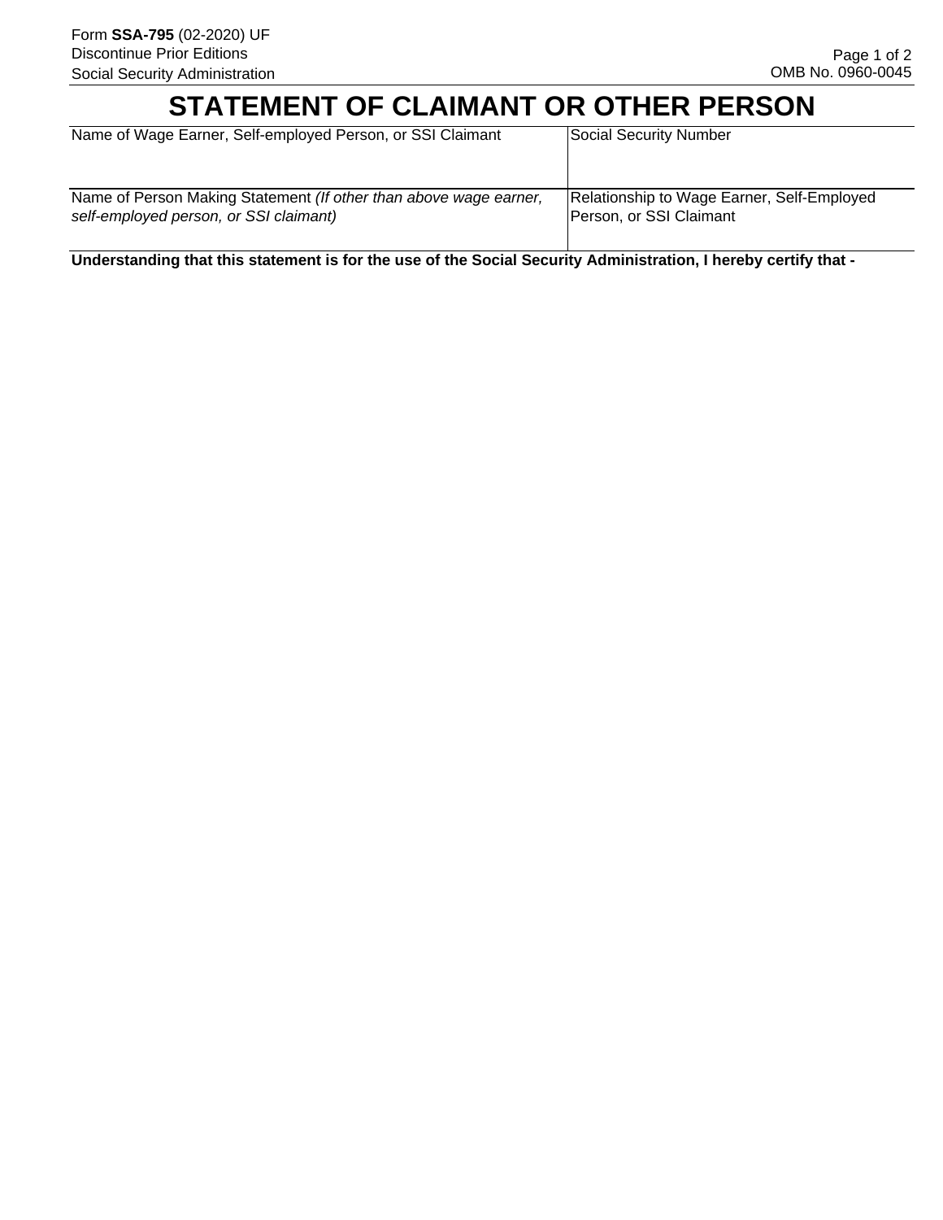Form **SSA-795** (02-2020) UF
Discontinue Prior Editions
Social Security Administration

OMB No. 0960-0045

# STATEMENT OF CLAIMANT OR OTHER PERSON

| Name of Wage Earner, Self-employed Person, or SSI Claimant | Social Security Number |
| --- | --- |
| | |
| Name of Person Making Statement *(If other than above wage earner, self-employed person, or SSI claimant)* | Relationship to Wage Earner, Self-Employed Person, or SSI Claimant |
| | |

**Understanding that this statement is for the use of the Social Security Administration, I hereby certify that -**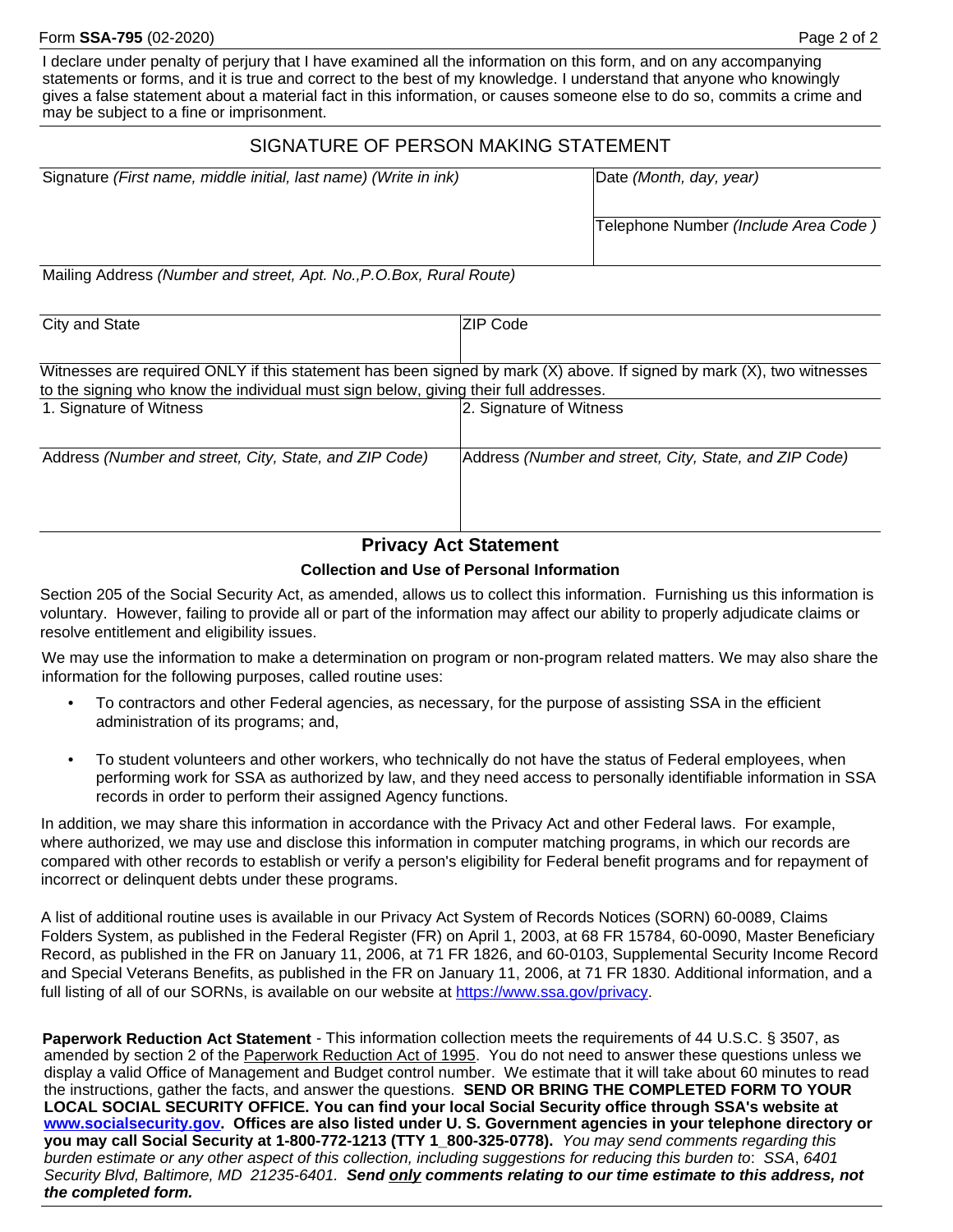I declare under penalty of perjury that I have examined all the information on this form, and on any accompanying statements or forms, and it is true and correct to the best of my knowledge. I understand that anyone who knowingly gives a false statement about a material fact in this information, or causes someone else to do so, commits a crime and may be subject to a fine or imprisonment.

## SIGNATURE OF PERSON MAKING STATEMENT

| | |
|---|---|
| Signature *(First name, middle initial, last name) (Write in ink)* | Date *(Month, day, year)* |
| | Telephone Number *(Include Area Code )* |
| Mailing Address *(Number and street, Apt. No.,P.O.Box, Rural Route)* | |
| City and State | ZIP Code |

Witnesses are required ONLY if this statement has been signed by mark (X) above. If signed by mark (X), two witnesses to the signing who know the individual must sign below, giving their full addresses.

| | |
|---|---|
| 1. Signature of Witness | 2. Signature of Witness |
| Address *(Number and street, City, State, and ZIP Code)* | Address *(Number and street, City, State, and ZIP Code)* |

## Privacy Act Statement

### Collection and Use of Personal Information

Section 205 of the Social Security Act, as amended, allows us to collect this information. Furnishing us this information is voluntary. However, failing to provide all or part of the information may affect our ability to properly adjudicate claims or resolve entitlement and eligibility issues.

We may use the information to make a determination on program or non-program related matters. We may also share the information for the following purposes, called routine uses:

- To contractors and other Federal agencies, as necessary, for the purpose of assisting SSA in the efficient administration of its programs; and,
- To student volunteers and other workers, who technically do not have the status of Federal employees, when performing work for SSA as authorized by law, and they need access to personally identifiable information in SSA records in order to perform their assigned Agency functions.

In addition, we may share this information in accordance with the Privacy Act and other Federal laws. For example, where authorized, we may use and disclose this information in computer matching programs, in which our records are compared with other records to establish or verify a person's eligibility for Federal benefit programs and for repayment of incorrect or delinquent debts under these programs.

A list of additional routine uses is available in our Privacy Act System of Records Notices (SORN) 60-0089, Claims Folders System, as published in the Federal Register (FR) on April 1, 2003, at 68 FR 15784, 60-0090, Master Beneficiary Record, as published in the FR on January 11, 2006, at 71 FR 1826, and 60-0103, Supplemental Security Income Record and Special Veterans Benefits, as published in the FR on January 11, 2006, at 71 FR 1830. Additional information, and a full listing of all of our SORNs, is available on our website at https://www.ssa.gov/privacy.

**Paperwork Reduction Act Statement** - This information collection meets the requirements of 44 U.S.C. § 3507, as amended by section 2 of the Paperwork Reduction Act of 1995. You do not need to answer these questions unless we display a valid Office of Management and Budget control number. We estimate that it will take about 60 minutes to read the instructions, gather the facts, and answer the questions. **SEND OR BRING THE COMPLETED FORM TO YOUR LOCAL SOCIAL SECURITY OFFICE. You can find your local Social Security office through SSA's website at www.socialsecurity.gov. Offices are also listed under U. S. Government agencies in your telephone directory or you may call Social Security at 1-800-772-1213 (TTY 1_800-325-0778).** *You may send comments regarding this burden estimate or any other aspect of this collection, including suggestions for reducing this burden to*: *SSA, 6401 Security Blvd, Baltimore, MD 21235-6401.* ***Send only comments relating to our time estimate to this address, not the completed form.***